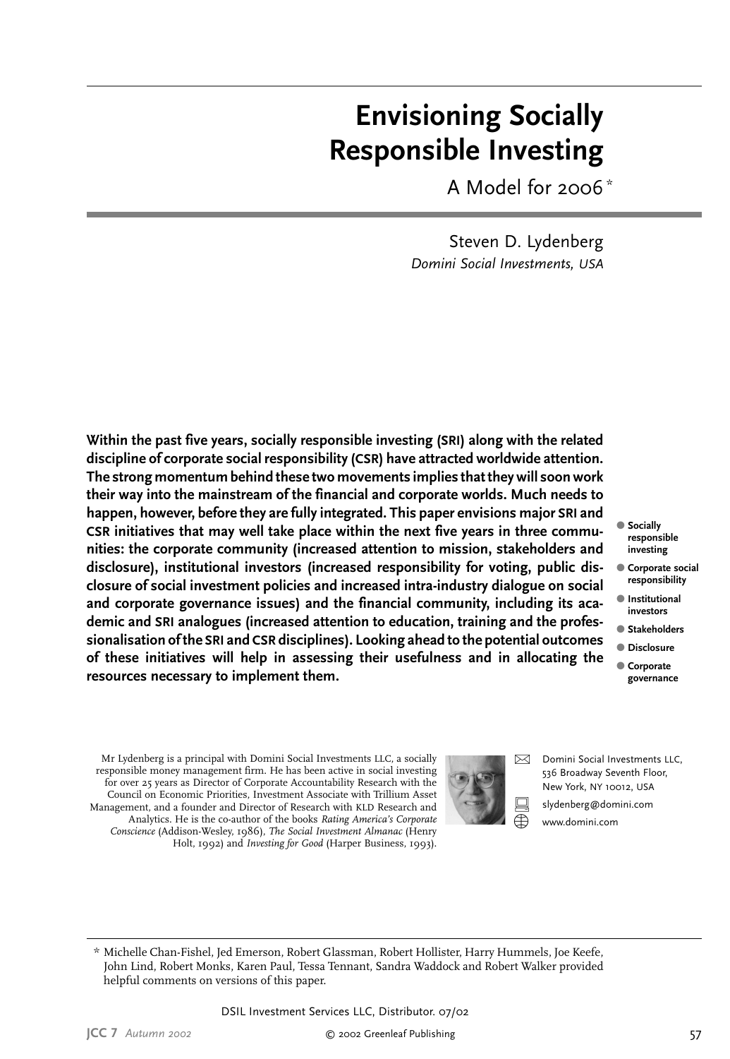# Envisioning Socially Responsible Investing

A Model for 2006*

Steven D. Lydenberg
*Domini Social Investments, USA*

**Within the past five years, socially responsible investing (SRI) along with the related discipline of corporate social responsibility (CSR) have attracted worldwide attention. The strong momentum behind these two movements implies that they will soon work their way into the mainstream of the financial and corporate worlds. Much needs to happen, however, before they are fully integrated. This paper envisions major SRI and CSR initiatives that may well take place within the next five years in three communities: the corporate community (increased attention to mission, stakeholders and disclosure), institutional investors (increased responsibility for voting, public disclosure of social investment policies and increased intra-industry dialogue on social and corporate governance issues) and the financial community, including its academic and SRI analogues (increased attention to education, training and the professionalisation of the SRI and CSR disciplines). Looking ahead to the potential outcomes of these initiatives will help in assessing their usefulness and in allocating the resources necessary to implement them.**

- **Socially responsible investing**
- **Corporate social responsibility**
- **Institutional investors**
- **Stakeholders**
- **Disclosure**
- **Corporate governance**

Mr Lydenberg is a principal with Domini Social Investments LLC, a socially responsible money management firm. He has been active in social investing for over 25 years as Director of Corporate Accountability Research with the Council on Economic Priorities, Investment Associate with Trillium Asset Management, and a founder and Director of Research with KLD Research and Analytics. He is the co-author of the books *Rating America's Corporate Conscience* (Addison-Wesley, 1986), *The Social Investment Almanac* (Henry Holt, 1992) and *Investing for Good* (Harper Business, 1993).

Domini Social Investments LLC,
536 Broadway Seventh Floor,
New York, NY 10012, USA

slydenberg@domini.com

www.domini.com

\* Michelle Chan-Fishel, Jed Emerson, Robert Glassman, Robert Hollister, Harry Hummels, Joe Keefe, John Lind, Robert Monks, Karen Paul, Tessa Tennant, Sandra Waddock and Robert Walker provided helpful comments on versions of this paper.

DSIL Investment Services LLC, Distributor. 07/02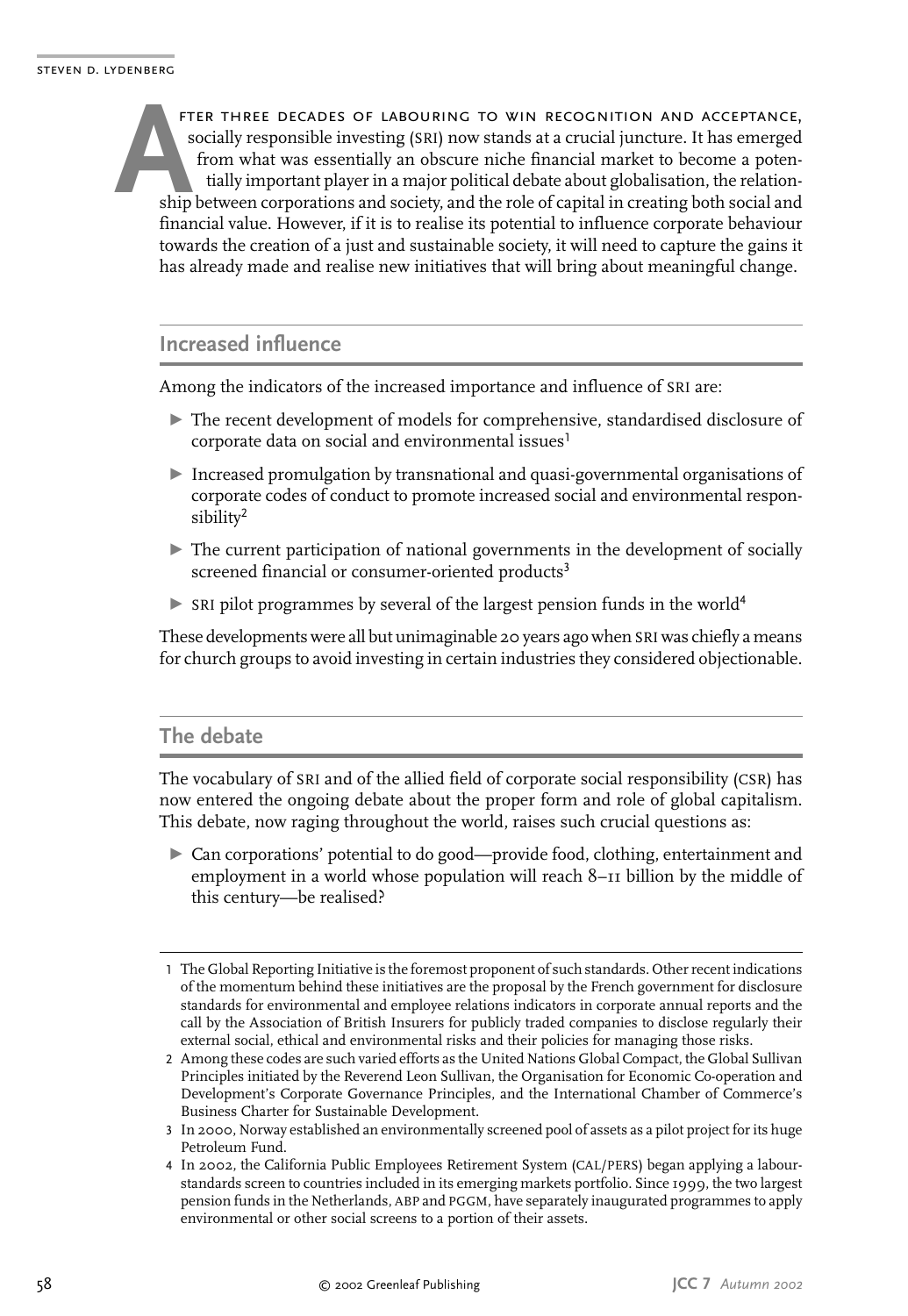After three decades of labouring to win recognition and acceptance, socially responsible investing (SRI) now stands at a crucial juncture. It has emerged from what was essentially an obscure niche financial market to become a potentially important player in a major political debate about globalisation, the relationship between corporations and society, and the role of capital in creating both social and financial value. However, if it is to realise its potential to influence corporate behaviour towards the creation of a just and sustainable society, it will need to capture the gains it has already made and realise new initiatives that will bring about meaningful change.

## Increased influence

Among the indicators of the increased importance and influence of SRI are:

- The recent development of models for comprehensive, standardised disclosure of corporate data on social and environmental issues[1]
- Increased promulgation by transnational and quasi-governmental organisations of corporate codes of conduct to promote increased social and environmental responsibility[2]
- The current participation of national governments in the development of socially screened financial or consumer-oriented products[3]
- SRI pilot programmes by several of the largest pension funds in the world[4]

These developments were all but unimaginable 20 years ago when SRI was chiefly a means for church groups to avoid investing in certain industries they considered objectionable.

## The debate

The vocabulary of SRI and of the allied field of corporate social responsibility (CSR) has now entered the ongoing debate about the proper form and role of global capitalism. This debate, now raging throughout the world, raises such crucial questions as:

- Can corporations' potential to do good—provide food, clothing, entertainment and employment in a world whose population will reach 8–11 billion by the middle of this century—be realised?

---

1 The Global Reporting Initiative is the foremost proponent of such standards. Other recent indications of the momentum behind these initiatives are the proposal by the French government for disclosure standards for environmental and employee relations indicators in corporate annual reports and the call by the Association of British Insurers for publicly traded companies to disclose regularly their external social, ethical and environmental risks and their policies for managing those risks.

2 Among these codes are such varied efforts as the United Nations Global Compact, the Global Sullivan Principles initiated by the Reverend Leon Sullivan, the Organisation for Economic Co-operation and Development's Corporate Governance Principles, and the International Chamber of Commerce's Business Charter for Sustainable Development.

3 In 2000, Norway established an environmentally screened pool of assets as a pilot project for its huge Petroleum Fund.

4 In 2002, the California Public Employees Retirement System (CAL/PERS) began applying a labour-standards screen to countries included in its emerging markets portfolio. Since 1999, the two largest pension funds in the Netherlands, ABP and PGGM, have separately inaugurated programmes to apply environmental or other social screens to a portion of their assets.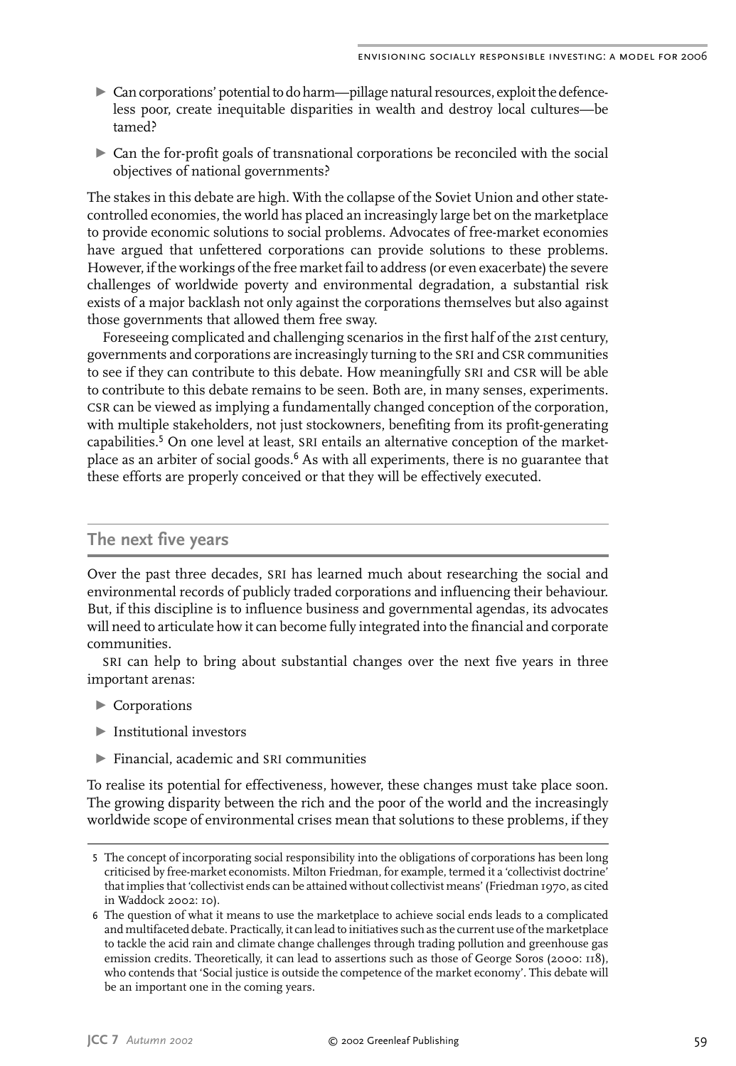- Can corporations' potential to do harm—pillage natural resources, exploit the defenceless poor, create inequitable disparities in wealth and destroy local cultures—be tamed?
- Can the for-profit goals of transnational corporations be reconciled with the social objectives of national governments?

The stakes in this debate are high. With the collapse of the Soviet Union and other state-controlled economies, the world has placed an increasingly large bet on the marketplace to provide economic solutions to social problems. Advocates of free-market economies have argued that unfettered corporations can provide solutions to these problems. However, if the workings of the free market fail to address (or even exacerbate) the severe challenges of worldwide poverty and environmental degradation, a substantial risk exists of a major backlash not only against the corporations themselves but also against those governments that allowed them free sway.

Foreseeing complicated and challenging scenarios in the first half of the 21st century, governments and corporations are increasingly turning to the SRI and CSR communities to see if they can contribute to this debate. How meaningfully SRI and CSR will be able to contribute to this debate remains to be seen. Both are, in many senses, experiments. CSR can be viewed as implying a fundamentally changed conception of the corporation, with multiple stakeholders, not just stockowners, benefiting from its profit-generating capabilities.[5] On one level at least, SRI entails an alternative conception of the marketplace as an arbiter of social goods.[6] As with all experiments, there is no guarantee that these efforts are properly conceived or that they will be effectively executed.

## The next five years

Over the past three decades, SRI has learned much about researching the social and environmental records of publicly traded corporations and influencing their behaviour. But, if this discipline is to influence business and governmental agendas, its advocates will need to articulate how it can become fully integrated into the financial and corporate communities.

SRI can help to bring about substantial changes over the next five years in three important arenas:

- Corporations
- Institutional investors
- Financial, academic and SRI communities

To realise its potential for effectiveness, however, these changes must take place soon. The growing disparity between the rich and the poor of the world and the increasingly worldwide scope of environmental crises mean that solutions to these problems, if they

5 The concept of incorporating social responsibility into the obligations of corporations has been long criticised by free-market economists. Milton Friedman, for example, termed it a 'collectivist doctrine' that implies that 'collectivist ends can be attained without collectivist means' (Friedman 1970, as cited in Waddock 2002: 10).

6 The question of what it means to use the marketplace to achieve social ends leads to a complicated and multifaceted debate. Practically, it can lead to initiatives such as the current use of the marketplace to tackle the acid rain and climate change challenges through trading pollution and greenhouse gas emission credits. Theoretically, it can lead to assertions such as those of George Soros (2000: 118), who contends that 'Social justice is outside the competence of the market economy'. This debate will be an important one in the coming years.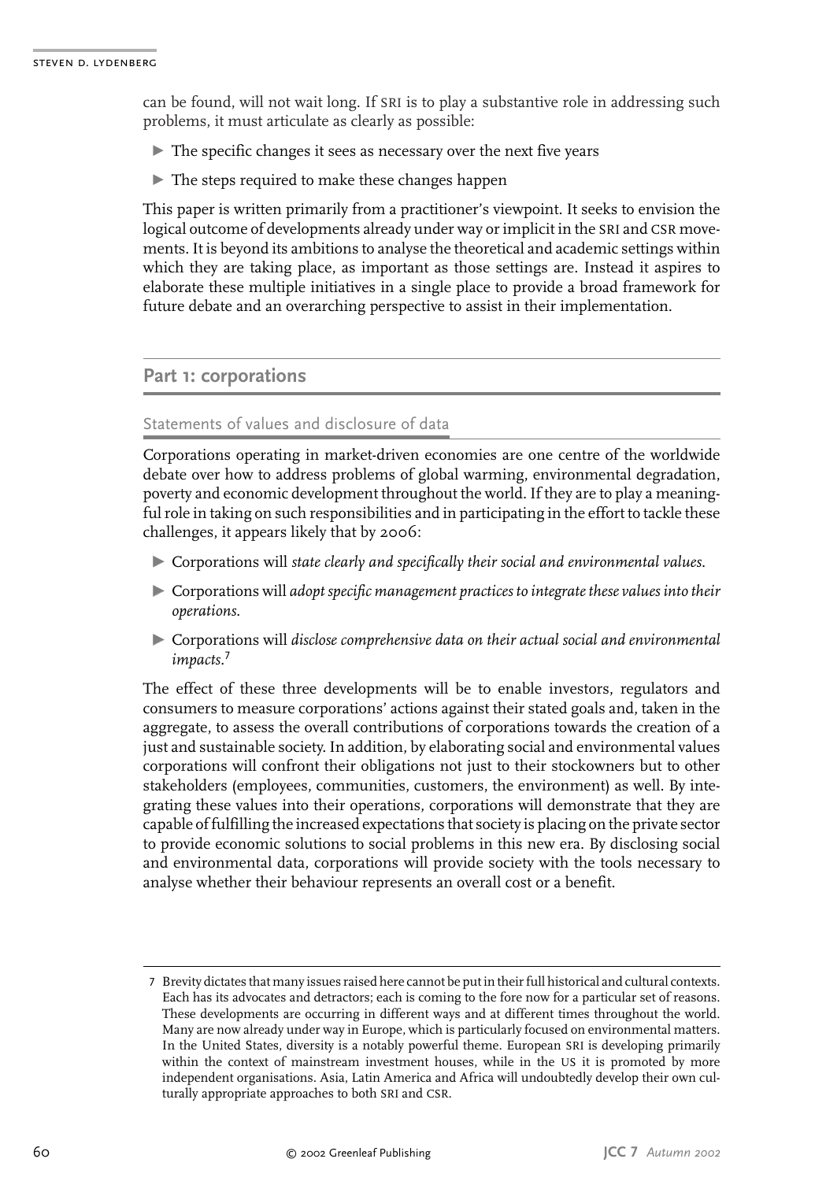can be found, will not wait long. If SRI is to play a substantive role in addressing such problems, it must articulate as clearly as possible:

- The specific changes it sees as necessary over the next five years
- The steps required to make these changes happen

This paper is written primarily from a practitioner's viewpoint. It seeks to envision the logical outcome of developments already under way or implicit in the SRI and CSR movements. It is beyond its ambitions to analyse the theoretical and academic settings within which they are taking place, as important as those settings are. Instead it aspires to elaborate these multiple initiatives in a single place to provide a broad framework for future debate and an overarching perspective to assist in their implementation.

## Part 1: corporations

### Statements of values and disclosure of data

Corporations operating in market-driven economies are one centre of the worldwide debate over how to address problems of global warming, environmental degradation, poverty and economic development throughout the world. If they are to play a meaningful role in taking on such responsibilities and in participating in the effort to tackle these challenges, it appears likely that by 2006:

- Corporations will *state clearly and specifically their social and environmental values.*
- Corporations will *adopt specific management practices to integrate these values into their operations.*
- Corporations will *disclose comprehensive data on their actual social and environmental impacts.*[7]

The effect of these three developments will be to enable investors, regulators and consumers to measure corporations' actions against their stated goals and, taken in the aggregate, to assess the overall contributions of corporations towards the creation of a just and sustainable society. In addition, by elaborating social and environmental values corporations will confront their obligations not just to their stockowners but to other stakeholders (employees, communities, customers, the environment) as well. By integrating these values into their operations, corporations will demonstrate that they are capable of fulfilling the increased expectations that society is placing on the private sector to provide economic solutions to social problems in this new era. By disclosing social and environmental data, corporations will provide society with the tools necessary to analyse whether their behaviour represents an overall cost or a benefit.

---

7 Brevity dictates that many issues raised here cannot be put in their full historical and cultural contexts. Each has its advocates and detractors; each is coming to the fore now for a particular set of reasons. These developments are occurring in different ways and at different times throughout the world. Many are now already under way in Europe, which is particularly focused on environmental matters. In the United States, diversity is a notably powerful theme. European SRI is developing primarily within the context of mainstream investment houses, while in the US it is promoted by more independent organisations. Asia, Latin America and Africa will undoubtedly develop their own culturally appropriate approaches to both SRI and CSR.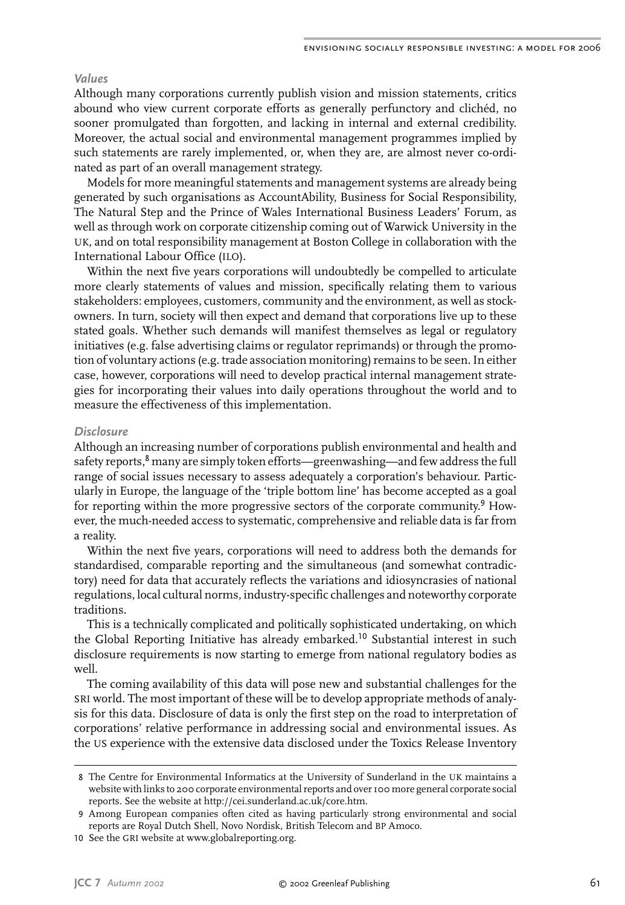### *Values*

Although many corporations currently publish vision and mission statements, critics abound who view current corporate efforts as generally perfunctory and clichéd, no sooner promulgated than forgotten, and lacking in internal and external credibility. Moreover, the actual social and environmental management programmes implied by such statements are rarely implemented, or, when they are, are almost never co-ordinated as part of an overall management strategy.

Models for more meaningful statements and management systems are already being generated by such organisations as AccountAbility, Business for Social Responsibility, The Natural Step and the Prince of Wales International Business Leaders' Forum, as well as through work on corporate citizenship coming out of Warwick University in the UK, and on total responsibility management at Boston College in collaboration with the International Labour Office (ILO).

Within the next five years corporations will undoubtedly be compelled to articulate more clearly statements of values and mission, specifically relating them to various stakeholders: employees, customers, community and the environment, as well as stockowners. In turn, society will then expect and demand that corporations live up to these stated goals. Whether such demands will manifest themselves as legal or regulatory initiatives (e.g. false advertising claims or regulator reprimands) or through the promotion of voluntary actions (e.g. trade association monitoring) remains to be seen. In either case, however, corporations will need to develop practical internal management strategies for incorporating their values into daily operations throughout the world and to measure the effectiveness of this implementation.

### *Disclosure*

Although an increasing number of corporations publish environmental and health and safety reports,[8] many are simply token efforts—greenwashing—and few address the full range of social issues necessary to assess adequately a corporation's behaviour. Particularly in Europe, the language of the 'triple bottom line' has become accepted as a goal for reporting within the more progressive sectors of the corporate community.[9] However, the much-needed access to systematic, comprehensive and reliable data is far from a reality.

Within the next five years, corporations will need to address both the demands for standardised, comparable reporting and the simultaneous (and somewhat contradictory) need for data that accurately reflects the variations and idiosyncrasies of national regulations, local cultural norms, industry-specific challenges and noteworthy corporate traditions.

This is a technically complicated and politically sophisticated undertaking, on which the Global Reporting Initiative has already embarked.[10] Substantial interest in such disclosure requirements is now starting to emerge from national regulatory bodies as well.

The coming availability of this data will pose new and substantial challenges for the SRI world. The most important of these will be to develop appropriate methods of analysis for this data. Disclosure of data is only the first step on the road to interpretation of corporations' relative performance in addressing social and environmental issues. As the US experience with the extensive data disclosed under the Toxics Release Inventory

---

8 The Centre for Environmental Informatics at the University of Sunderland in the UK maintains a website with links to 200 corporate environmental reports and over 100 more general corporate social reports. See the website at http://cei.sunderland.ac.uk/core.htm.

9 Among European companies often cited as having particularly strong environmental and social reports are Royal Dutch Shell, Novo Nordisk, British Telecom and BP Amoco.

10 See the GRI website at www.globalreporting.org.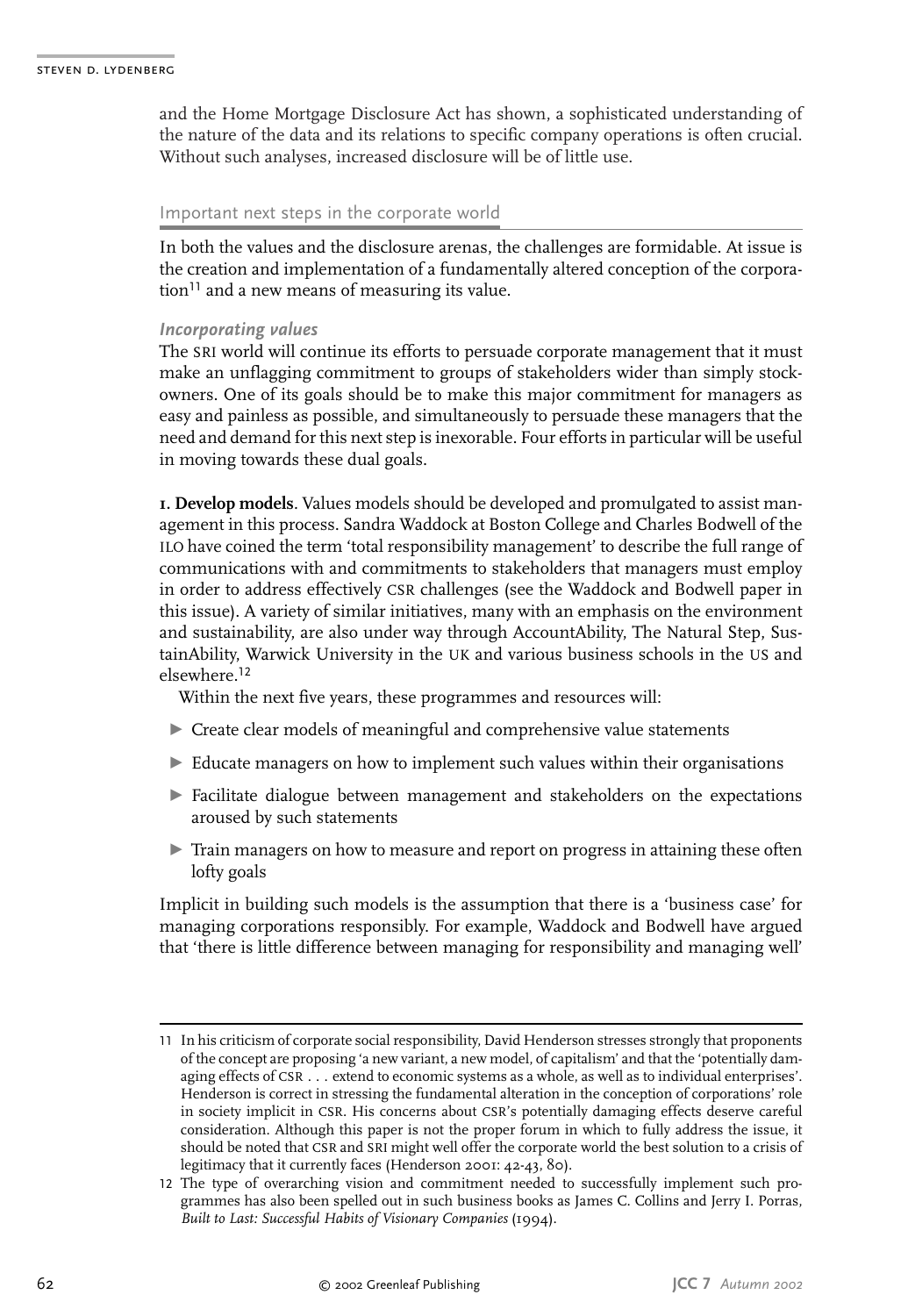and the Home Mortgage Disclosure Act has shown, a sophisticated understanding of the nature of the data and its relations to specific company operations is often crucial. Without such analyses, increased disclosure will be of little use.

## Important next steps in the corporate world

In both the values and the disclosure arenas, the challenges are formidable. At issue is the creation and implementation of a fundamentally altered conception of the corporation[11] and a new means of measuring its value.

### *Incorporating values*

The SRI world will continue its efforts to persuade corporate management that it must make an unflagging commitment to groups of stakeholders wider than simply stockowners. One of its goals should be to make this major commitment for managers as easy and painless as possible, and simultaneously to persuade these managers that the need and demand for this next step is inexorable. Four efforts in particular will be useful in moving towards these dual goals.

**1. Develop models**. Values models should be developed and promulgated to assist management in this process. Sandra Waddock at Boston College and Charles Bodwell of the ILO have coined the term 'total responsibility management' to describe the full range of communications with and commitments to stakeholders that managers must employ in order to address effectively CSR challenges (see the Waddock and Bodwell paper in this issue). A variety of similar initiatives, many with an emphasis on the environment and sustainability, are also under way through AccountAbility, The Natural Step, SustainAbility, Warwick University in the UK and various business schools in the US and elsewhere.[12]

Within the next five years, these programmes and resources will:

- Create clear models of meaningful and comprehensive value statements
- Educate managers on how to implement such values within their organisations
- Facilitate dialogue between management and stakeholders on the expectations aroused by such statements
- Train managers on how to measure and report on progress in attaining these often lofty goals

Implicit in building such models is the assumption that there is a 'business case' for managing corporations responsibly. For example, Waddock and Bodwell have argued that 'there is little difference between managing for responsibility and managing well'

---

11 In his criticism of corporate social responsibility, David Henderson stresses strongly that proponents of the concept are proposing 'a new variant, a new model, of capitalism' and that the 'potentially damaging effects of CSR . . . extend to economic systems as a whole, as well as to individual enterprises'. Henderson is correct in stressing the fundamental alteration in the conception of corporations' role in society implicit in CSR. His concerns about CSR's potentially damaging effects deserve careful consideration. Although this paper is not the proper forum in which to fully address the issue, it should be noted that CSR and SRI might well offer the corporate world the best solution to a crisis of legitimacy that it currently faces (Henderson 2001: 42-43, 80).

12 The type of overarching vision and commitment needed to successfully implement such programmes has also been spelled out in such business books as James C. Collins and Jerry I. Porras, *Built to Last: Successful Habits of Visionary Companies* (1994).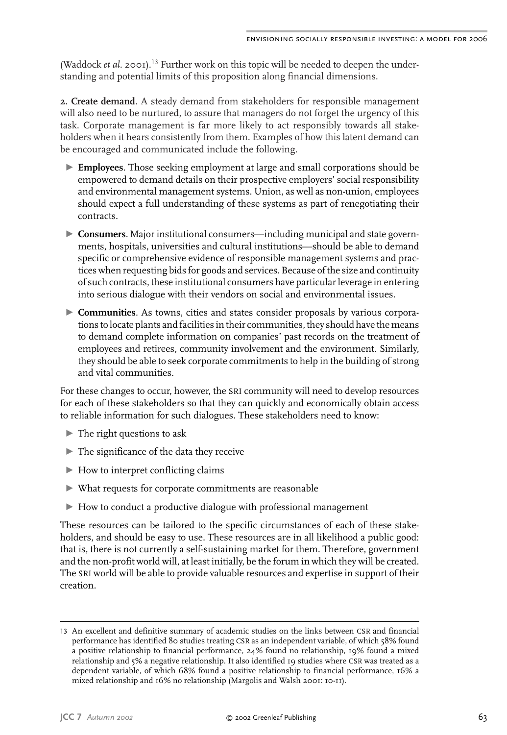(Waddock *et al*. 2001).[13] Further work on this topic will be needed to deepen the understanding and potential limits of this proposition along financial dimensions.

**2. Create demand**. A steady demand from stakeholders for responsible management will also need to be nurtured, to assure that managers do not forget the urgency of this task. Corporate management is far more likely to act responsibly towards all stakeholders when it hears consistently from them. Examples of how this latent demand can be encouraged and communicated include the following.

- **Employees**. Those seeking employment at large and small corporations should be empowered to demand details on their prospective employers' social responsibility and environmental management systems. Union, as well as non-union, employees should expect a full understanding of these systems as part of renegotiating their contracts.
- **Consumers**. Major institutional consumers—including municipal and state governments, hospitals, universities and cultural institutions—should be able to demand specific or comprehensive evidence of responsible management systems and practices when requesting bids for goods and services. Because of the size and continuity of such contracts, these institutional consumers have particular leverage in entering into serious dialogue with their vendors on social and environmental issues.
- **Communities**. As towns, cities and states consider proposals by various corporations to locate plants and facilities in their communities, they should have the means to demand complete information on companies' past records on the treatment of employees and retirees, community involvement and the environment. Similarly, they should be able to seek corporate commitments to help in the building of strong and vital communities.

For these changes to occur, however, the SRI community will need to develop resources for each of these stakeholders so that they can quickly and economically obtain access to reliable information for such dialogues. These stakeholders need to know:

- The right questions to ask
- The significance of the data they receive
- How to interpret conflicting claims
- What requests for corporate commitments are reasonable
- How to conduct a productive dialogue with professional management

These resources can be tailored to the specific circumstances of each of these stakeholders, and should be easy to use. These resources are in all likelihood a public good: that is, there is not currently a self-sustaining market for them. Therefore, government and the non-profit world will, at least initially, be the forum in which they will be created. The SRI world will be able to provide valuable resources and expertise in support of their creation.

---

13 An excellent and definitive summary of academic studies on the links between CSR and financial performance has identified 80 studies treating CSR as an independent variable, of which 58% found a positive relationship to financial performance, 24% found no relationship, 19% found a mixed relationship and 5% a negative relationship. It also identified 19 studies where CSR was treated as a dependent variable, of which 68% found a positive relationship to financial performance, 16% a mixed relationship and 16% no relationship (Margolis and Walsh 2001: 10-11).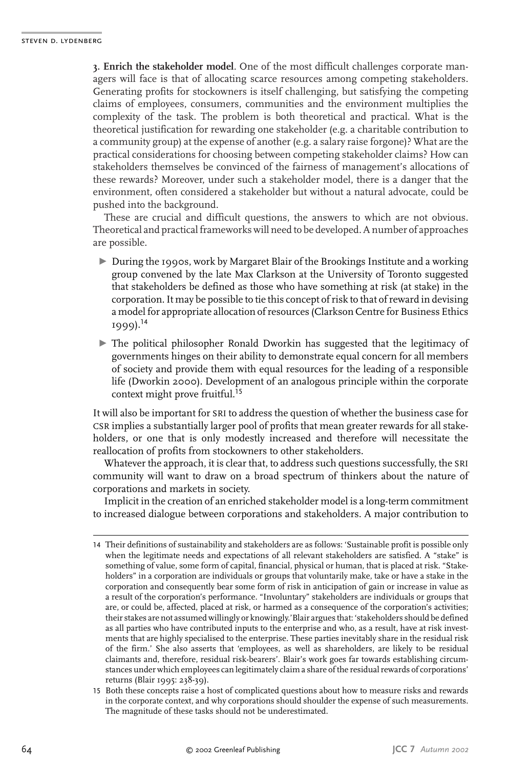**3. Enrich the stakeholder model**. One of the most difficult challenges corporate managers will face is that of allocating scarce resources among competing stakeholders. Generating profits for stockowners is itself challenging, but satisfying the competing claims of employees, consumers, communities and the environment multiplies the complexity of the task. The problem is both theoretical and practical. What is the theoretical justification for rewarding one stakeholder (e.g. a charitable contribution to a community group) at the expense of another (e.g. a salary raise forgone)? What are the practical considerations for choosing between competing stakeholder claims? How can stakeholders themselves be convinced of the fairness of management's allocations of these rewards? Moreover, under such a stakeholder model, there is a danger that the environment, often considered a stakeholder but without a natural advocate, could be pushed into the background.

These are crucial and difficult questions, the answers to which are not obvious. Theoretical and practical frameworks will need to be developed. A number of approaches are possible.

- During the 1990s, work by Margaret Blair of the Brookings Institute and a working group convened by the late Max Clarkson at the University of Toronto suggested that stakeholders be defined as those who have something at risk (at stake) in the corporation. It may be possible to tie this concept of risk to that of reward in devising a model for appropriate allocation of resources (Clarkson Centre for Business Ethics 1999).[14]
- The political philosopher Ronald Dworkin has suggested that the legitimacy of governments hinges on their ability to demonstrate equal concern for all members of society and provide them with equal resources for the leading of a responsible life (Dworkin 2000). Development of an analogous principle within the corporate context might prove fruitful.[15]

It will also be important for SRI to address the question of whether the business case for CSR implies a substantially larger pool of profits that mean greater rewards for all stakeholders, or one that is only modestly increased and therefore will necessitate the reallocation of profits from stockowners to other stakeholders.

Whatever the approach, it is clear that, to address such questions successfully, the SRI community will want to draw on a broad spectrum of thinkers about the nature of corporations and markets in society.

Implicit in the creation of an enriched stakeholder model is a long-term commitment to increased dialogue between corporations and stakeholders. A major contribution to

---

14 Their definitions of sustainability and stakeholders are as follows: 'Sustainable profit is possible only when the legitimate needs and expectations of all relevant stakeholders are satisfied. A "stake" is something of value, some form of capital, financial, physical or human, that is placed at risk. "Stakeholders" in a corporation are individuals or groups that voluntarily make, take or have a stake in the corporation and consequently bear some form of risk in anticipation of gain or increase in value as a result of the corporation's performance. "Involuntary" stakeholders are individuals or groups that are, or could be, affected, placed at risk, or harmed as a consequence of the corporation's activities; their stakes are not assumed willingly or knowingly.' Blair argues that: 'stakeholders should be defined as all parties who have contributed inputs to the enterprise and who, as a result, have at risk investments that are highly specialised to the enterprise. These parties inevitably share in the residual risk of the firm.' She also asserts that 'employees, as well as shareholders, are likely to be residual claimants and, therefore, residual risk-bearers'. Blair's work goes far towards establishing circumstances under which employees can legitimately claim a share of the residual rewards of corporations' returns (Blair 1995: 238-39).

15 Both these concepts raise a host of complicated questions about how to measure risks and rewards in the corporate context, and why corporations should shoulder the expense of such measurements. The magnitude of these tasks should not be underestimated.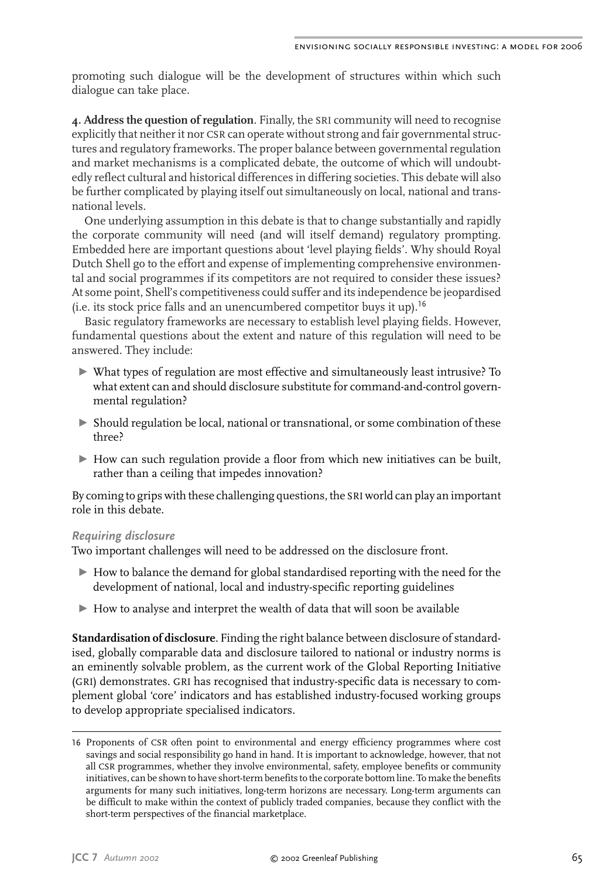promoting such dialogue will be the development of structures within which such dialogue can take place.

**4. Address the question of regulation**. Finally, the SRI community will need to recognise explicitly that neither it nor CSR can operate without strong and fair governmental structures and regulatory frameworks. The proper balance between governmental regulation and market mechanisms is a complicated debate, the outcome of which will undoubtedly reflect cultural and historical differences in differing societies. This debate will also be further complicated by playing itself out simultaneously on local, national and transnational levels.

One underlying assumption in this debate is that to change substantially and rapidly the corporate community will need (and will itself demand) regulatory prompting. Embedded here are important questions about 'level playing fields'. Why should Royal Dutch Shell go to the effort and expense of implementing comprehensive environmental and social programmes if its competitors are not required to consider these issues? At some point, Shell's competitiveness could suffer and its independence be jeopardised (i.e. its stock price falls and an unencumbered competitor buys it up).[16]

Basic regulatory frameworks are necessary to establish level playing fields. However, fundamental questions about the extent and nature of this regulation will need to be answered. They include:

- What types of regulation are most effective and simultaneously least intrusive? To what extent can and should disclosure substitute for command-and-control governmental regulation?
- Should regulation be local, national or transnational, or some combination of these three?
- How can such regulation provide a floor from which new initiatives can be built, rather than a ceiling that impedes innovation?

By coming to grips with these challenging questions, the SRI world can play an important role in this debate.

### *Requiring disclosure*

Two important challenges will need to be addressed on the disclosure front.

- How to balance the demand for global standardised reporting with the need for the development of national, local and industry-specific reporting guidelines
- How to analyse and interpret the wealth of data that will soon be available

**Standardisation of disclosure**. Finding the right balance between disclosure of standardised, globally comparable data and disclosure tailored to national or industry norms is an eminently solvable problem, as the current work of the Global Reporting Initiative (GRI) demonstrates. GRI has recognised that industry-specific data is necessary to complement global 'core' indicators and has established industry-focused working groups to develop appropriate specialised indicators.

---

16 Proponents of CSR often point to environmental and energy efficiency programmes where cost savings and social responsibility go hand in hand. It is important to acknowledge, however, that not all CSR programmes, whether they involve environmental, safety, employee benefits or community initiatives, can be shown to have short-term benefits to the corporate bottom line. To make the benefits arguments for many such initiatives, long-term horizons are necessary. Long-term arguments can be difficult to make within the context of publicly traded companies, because they conflict with the short-term perspectives of the financial marketplace.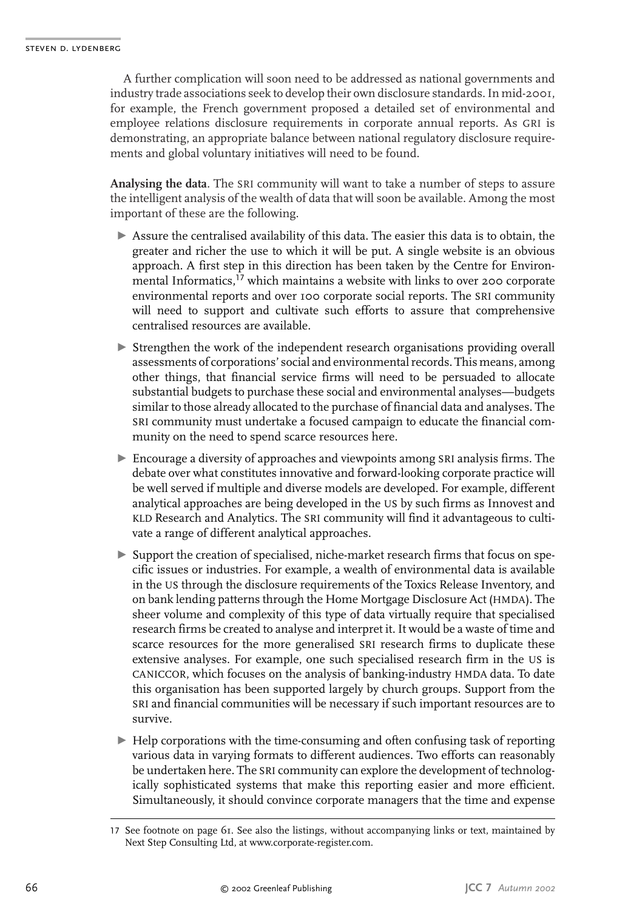A further complication will soon need to be addressed as national governments and industry trade associations seek to develop their own disclosure standards. In mid-2001, for example, the French government proposed a detailed set of environmental and employee relations disclosure requirements in corporate annual reports. As GRI is demonstrating, an appropriate balance between national regulatory disclosure requirements and global voluntary initiatives will need to be found.

**Analysing the data**. The SRI community will want to take a number of steps to assure the intelligent analysis of the wealth of data that will soon be available. Among the most important of these are the following.

- Assure the centralised availability of this data. The easier this data is to obtain, the greater and richer the use to which it will be put. A single website is an obvious approach. A first step in this direction has been taken by the Centre for Environmental Informatics,[17] which maintains a website with links to over 200 corporate environmental reports and over 100 corporate social reports. The SRI community will need to support and cultivate such efforts to assure that comprehensive centralised resources are available.
- Strengthen the work of the independent research organisations providing overall assessments of corporations' social and environmental records. This means, among other things, that financial service firms will need to be persuaded to allocate substantial budgets to purchase these social and environmental analyses—budgets similar to those already allocated to the purchase of financial data and analyses. The SRI community must undertake a focused campaign to educate the financial community on the need to spend scarce resources here.
- Encourage a diversity of approaches and viewpoints among SRI analysis firms. The debate over what constitutes innovative and forward-looking corporate practice will be well served if multiple and diverse models are developed. For example, different analytical approaches are being developed in the US by such firms as Innovest and KLD Research and Analytics. The SRI community will find it advantageous to cultivate a range of different analytical approaches.
- Support the creation of specialised, niche-market research firms that focus on specific issues or industries. For example, a wealth of environmental data is available in the US through the disclosure requirements of the Toxics Release Inventory, and on bank lending patterns through the Home Mortgage Disclosure Act (HMDA). The sheer volume and complexity of this type of data virtually require that specialised research firms be created to analyse and interpret it. It would be a waste of time and scarce resources for the more generalised SRI research firms to duplicate these extensive analyses. For example, one such specialised research firm in the US is CANICCOR, which focuses on the analysis of banking-industry HMDA data. To date this organisation has been supported largely by church groups. Support from the SRI and financial communities will be necessary if such important resources are to survive.
- Help corporations with the time-consuming and often confusing task of reporting various data in varying formats to different audiences. Two efforts can reasonably be undertaken here. The SRI community can explore the development of technologically sophisticated systems that make this reporting easier and more efficient. Simultaneously, it should convince corporate managers that the time and expense

---

17 See footnote on page 61. See also the listings, without accompanying links or text, maintained by Next Step Consulting Ltd, at www.corporate-register.com.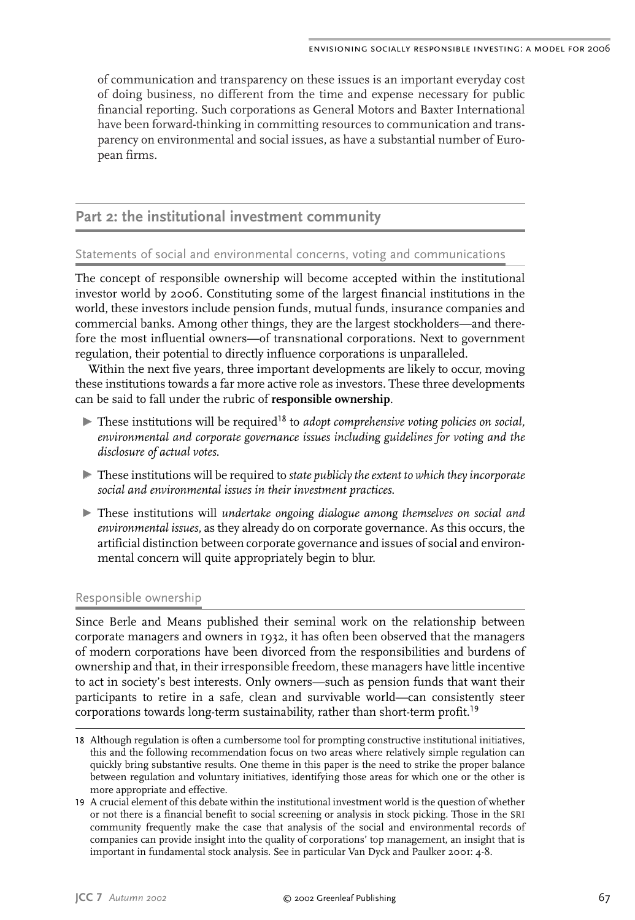of communication and transparency on these issues is an important everyday cost of doing business, no different from the time and expense necessary for public financial reporting. Such corporations as General Motors and Baxter International have been forward-thinking in committing resources to communication and transparency on environmental and social issues, as have a substantial number of European firms.

## Part 2: the institutional investment community

### Statements of social and environmental concerns, voting and communications

The concept of responsible ownership will become accepted within the institutional investor world by 2006. Constituting some of the largest financial institutions in the world, these investors include pension funds, mutual funds, insurance companies and commercial banks. Among other things, they are the largest stockholders—and therefore the most influential owners—of transnational corporations. Next to government regulation, their potential to directly influence corporations is unparalleled.

Within the next five years, three important developments are likely to occur, moving these institutions towards a far more active role as investors. These three developments can be said to fall under the rubric of **responsible ownership**.

- These institutions will be required[18] to *adopt comprehensive voting policies on social, environmental and corporate governance issues including guidelines for voting and the disclosure of actual votes*.
- These institutions will be required to *state publicly the extent to which they incorporate social and environmental issues in their investment practices*.
- These institutions will *undertake ongoing dialogue among themselves on social and environmental issues*, as they already do on corporate governance. As this occurs, the artificial distinction between corporate governance and issues of social and environmental concern will quite appropriately begin to blur.

### Responsible ownership

Since Berle and Means published their seminal work on the relationship between corporate managers and owners in 1932, it has often been observed that the managers of modern corporations have been divorced from the responsibilities and burdens of ownership and that, in their irresponsible freedom, these managers have little incentive to act in society's best interests. Only owners—such as pension funds that want their participants to retire in a safe, clean and survivable world—can consistently steer corporations towards long-term sustainability, rather than short-term profit.[19]

18 Although regulation is often a cumbersome tool for prompting constructive institutional initiatives, this and the following recommendation focus on two areas where relatively simple regulation can quickly bring substantive results. One theme in this paper is the need to strike the proper balance between regulation and voluntary initiatives, identifying those areas for which one or the other is more appropriate and effective.

19 A crucial element of this debate within the institutional investment world is the question of whether or not there is a financial benefit to social screening or analysis in stock picking. Those in the SRI community frequently make the case that analysis of the social and environmental records of companies can provide insight into the quality of corporations' top management, an insight that is important in fundamental stock analysis. See in particular Van Dyck and Paulker 2001: 4-8.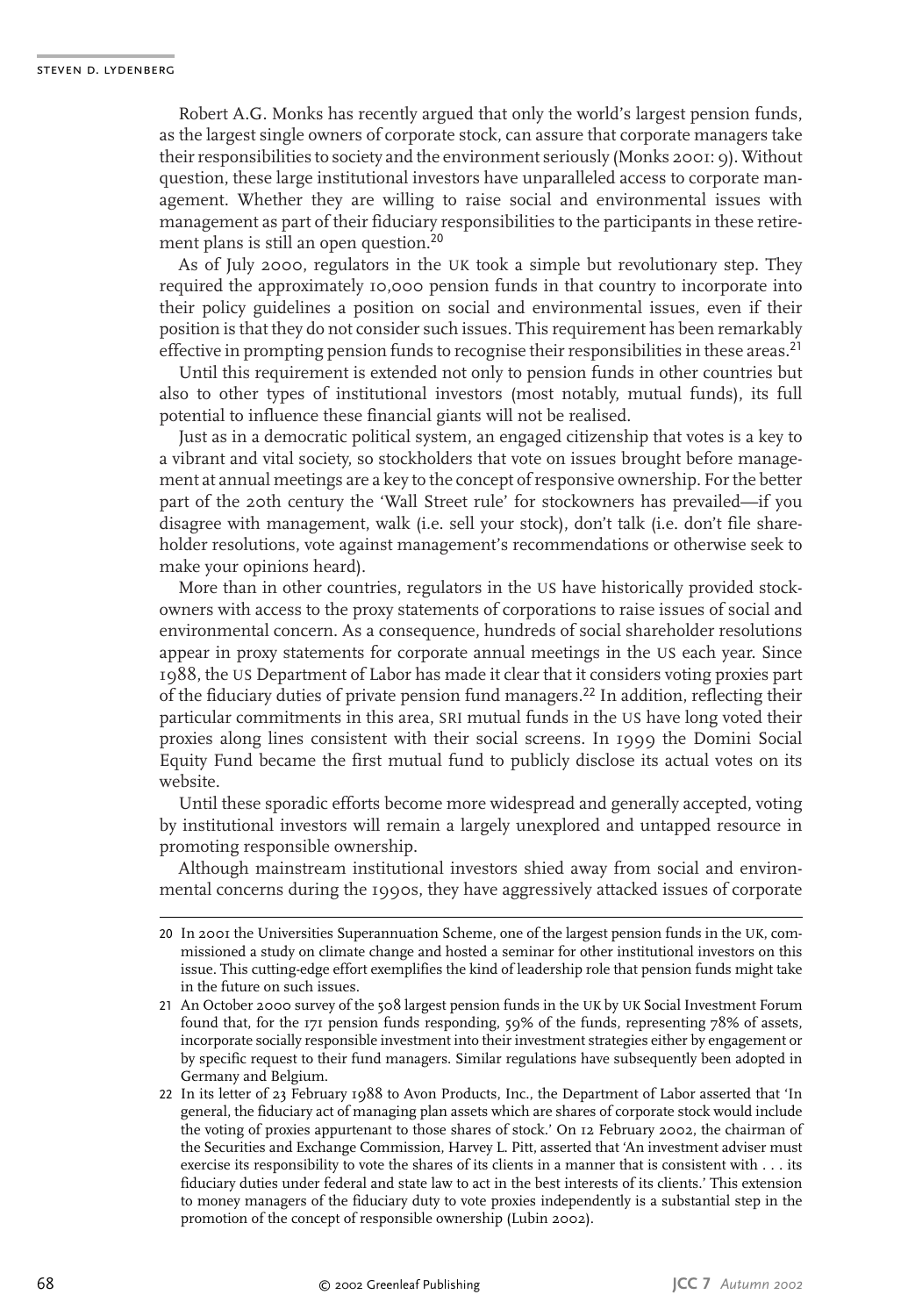Robert A.G. Monks has recently argued that only the world's largest pension funds, as the largest single owners of corporate stock, can assure that corporate managers take their responsibilities to society and the environment seriously (Monks 2001: 9). Without question, these large institutional investors have unparalleled access to corporate management. Whether they are willing to raise social and environmental issues with management as part of their fiduciary responsibilities to the participants in these retirement plans is still an open question.[20]

As of July 2000, regulators in the UK took a simple but revolutionary step. They required the approximately 10,000 pension funds in that country to incorporate into their policy guidelines a position on social and environmental issues, even if their position is that they do not consider such issues. This requirement has been remarkably effective in prompting pension funds to recognise their responsibilities in these areas.[21]

Until this requirement is extended not only to pension funds in other countries but also to other types of institutional investors (most notably, mutual funds), its full potential to influence these financial giants will not be realised.

Just as in a democratic political system, an engaged citizenship that votes is a key to a vibrant and vital society, so stockholders that vote on issues brought before management at annual meetings are a key to the concept of responsive ownership. For the better part of the 20th century the 'Wall Street rule' for stockowners has prevailed—if you disagree with management, walk (i.e. sell your stock), don't talk (i.e. don't file shareholder resolutions, vote against management's recommendations or otherwise seek to make your opinions heard).

More than in other countries, regulators in the US have historically provided stockowners with access to the proxy statements of corporations to raise issues of social and environmental concern. As a consequence, hundreds of social shareholder resolutions appear in proxy statements for corporate annual meetings in the US each year. Since 1988, the US Department of Labor has made it clear that it considers voting proxies part of the fiduciary duties of private pension fund managers.[22] In addition, reflecting their particular commitments in this area, SRI mutual funds in the US have long voted their proxies along lines consistent with their social screens. In 1999 the Domini Social Equity Fund became the first mutual fund to publicly disclose its actual votes on its website.

Until these sporadic efforts become more widespread and generally accepted, voting by institutional investors will remain a largely unexplored and untapped resource in promoting responsible ownership.

Although mainstream institutional investors shied away from social and environmental concerns during the 1990s, they have aggressively attacked issues of corporate

---

20 In 2001 the Universities Superannuation Scheme, one of the largest pension funds in the UK, commissioned a study on climate change and hosted a seminar for other institutional investors on this issue. This cutting-edge effort exemplifies the kind of leadership role that pension funds might take in the future on such issues.

21 An October 2000 survey of the 508 largest pension funds in the UK by UK Social Investment Forum found that, for the 171 pension funds responding, 59% of the funds, representing 78% of assets, incorporate socially responsible investment into their investment strategies either by engagement or by specific request to their fund managers. Similar regulations have subsequently been adopted in Germany and Belgium.

22 In its letter of 23 February 1988 to Avon Products, Inc., the Department of Labor asserted that 'In general, the fiduciary act of managing plan assets which are shares of corporate stock would include the voting of proxies appurtenant to those shares of stock.' On 12 February 2002, the chairman of the Securities and Exchange Commission, Harvey L. Pitt, asserted that 'An investment adviser must exercise its responsibility to vote the shares of its clients in a manner that is consistent with . . . its fiduciary duties under federal and state law to act in the best interests of its clients.' This extension to money managers of the fiduciary duty to vote proxies independently is a substantial step in the promotion of the concept of responsible ownership (Lubin 2002).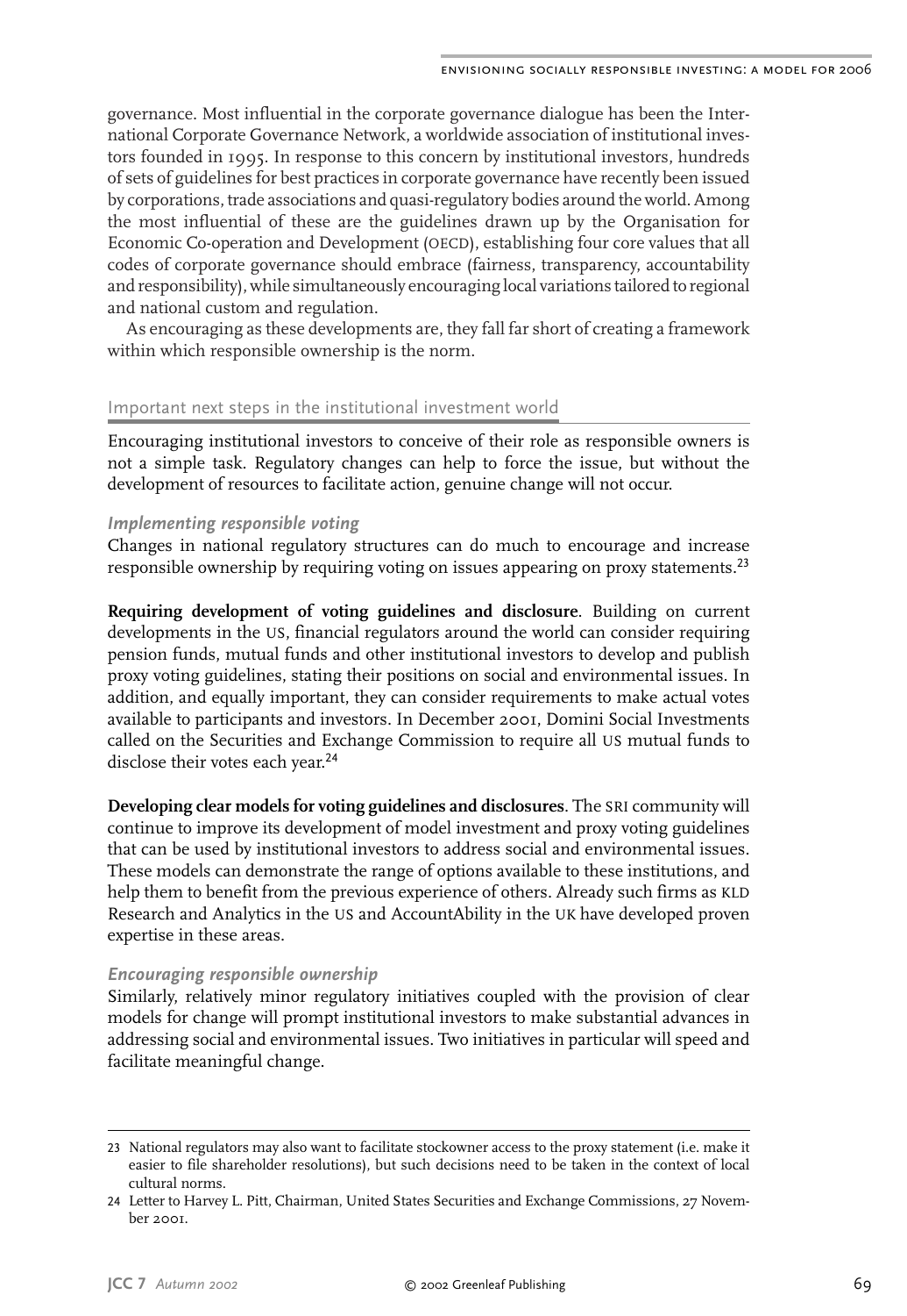governance. Most influential in the corporate governance dialogue has been the International Corporate Governance Network, a worldwide association of institutional investors founded in 1995. In response to this concern by institutional investors, hundreds of sets of guidelines for best practices in corporate governance have recently been issued by corporations, trade associations and quasi-regulatory bodies around the world. Among the most influential of these are the guidelines drawn up by the Organisation for Economic Co-operation and Development (OECD), establishing four core values that all codes of corporate governance should embrace (fairness, transparency, accountability and responsibility), while simultaneously encouraging local variations tailored to regional and national custom and regulation.

As encouraging as these developments are, they fall far short of creating a framework within which responsible ownership is the norm.

## Important next steps in the institutional investment world

Encouraging institutional investors to conceive of their role as responsible owners is not a simple task. Regulatory changes can help to force the issue, but without the development of resources to facilitate action, genuine change will not occur.

### *Implementing responsible voting*

Changes in national regulatory structures can do much to encourage and increase responsible ownership by requiring voting on issues appearing on proxy statements.[23]

**Requiring development of voting guidelines and disclosure**. Building on current developments in the US, financial regulators around the world can consider requiring pension funds, mutual funds and other institutional investors to develop and publish proxy voting guidelines, stating their positions on social and environmental issues. In addition, and equally important, they can consider requirements to make actual votes available to participants and investors. In December 2001, Domini Social Investments called on the Securities and Exchange Commission to require all US mutual funds to disclose their votes each year.[24]

**Developing clear models for voting guidelines and disclosures**. The SRI community will continue to improve its development of model investment and proxy voting guidelines that can be used by institutional investors to address social and environmental issues. These models can demonstrate the range of options available to these institutions, and help them to benefit from the previous experience of others. Already such firms as KLD Research and Analytics in the US and AccountAbility in the UK have developed proven expertise in these areas.

### *Encouraging responsible ownership*

Similarly, relatively minor regulatory initiatives coupled with the provision of clear models for change will prompt institutional investors to make substantial advances in addressing social and environmental issues. Two initiatives in particular will speed and facilitate meaningful change.

---

23 National regulators may also want to facilitate stockowner access to the proxy statement (i.e. make it easier to file shareholder resolutions), but such decisions need to be taken in the context of local cultural norms.

24 Letter to Harvey L. Pitt, Chairman, United States Securities and Exchange Commissions, 27 November 2001.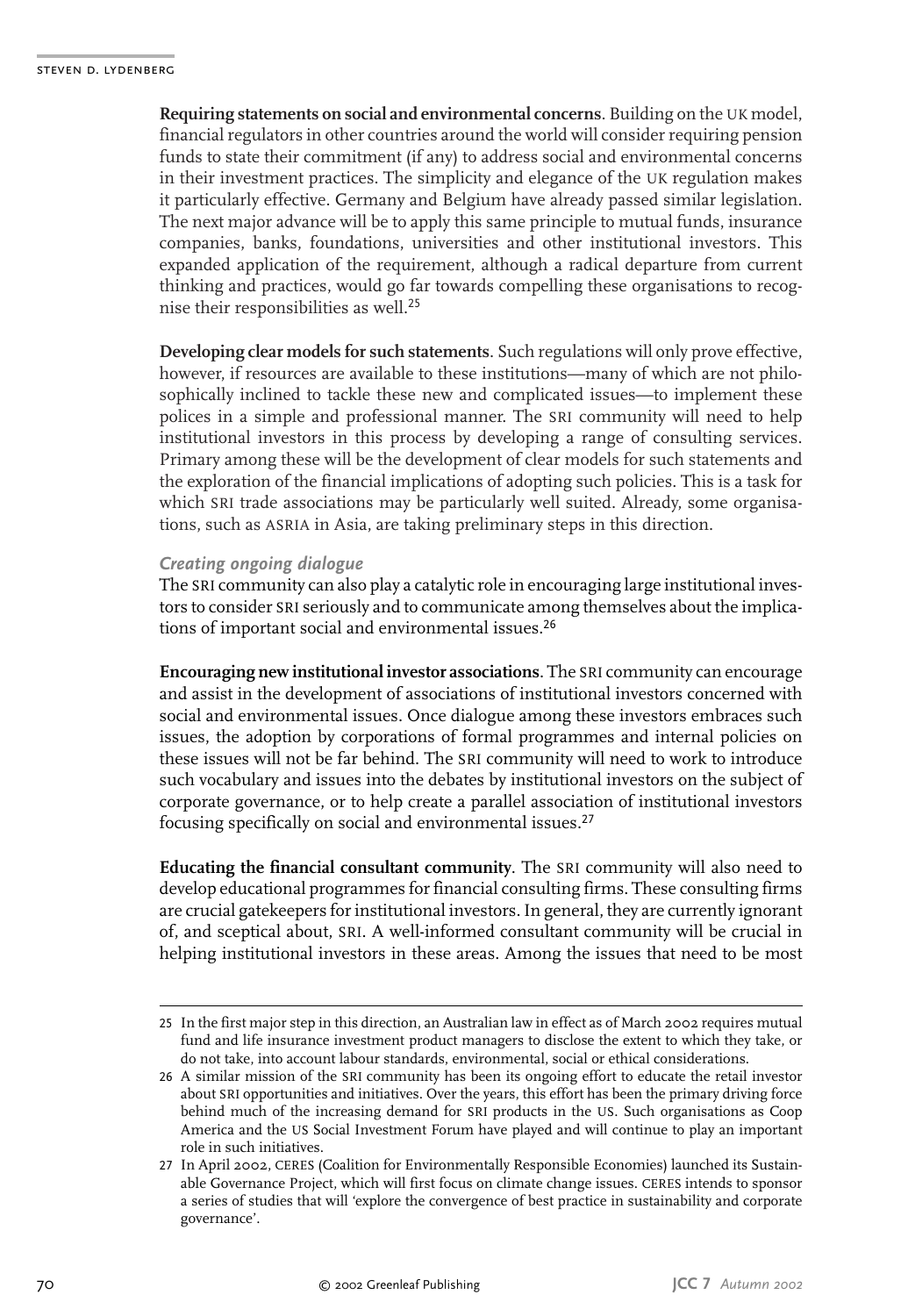**Requiring statements on social and environmental concerns**. Building on the UK model, financial regulators in other countries around the world will consider requiring pension funds to state their commitment (if any) to address social and environmental concerns in their investment practices. The simplicity and elegance of the UK regulation makes it particularly effective. Germany and Belgium have already passed similar legislation. The next major advance will be to apply this same principle to mutual funds, insurance companies, banks, foundations, universities and other institutional investors. This expanded application of the requirement, although a radical departure from current thinking and practices, would go far towards compelling these organisations to recognise their responsibilities as well.[25]

**Developing clear models for such statements**. Such regulations will only prove effective, however, if resources are available to these institutions—many of which are not philosophically inclined to tackle these new and complicated issues—to implement these polices in a simple and professional manner. The SRI community will need to help institutional investors in this process by developing a range of consulting services. Primary among these will be the development of clear models for such statements and the exploration of the financial implications of adopting such policies. This is a task for which SRI trade associations may be particularly well suited. Already, some organisations, such as ASRIA in Asia, are taking preliminary steps in this direction.

### *Creating ongoing dialogue*

The SRI community can also play a catalytic role in encouraging large institutional investors to consider SRI seriously and to communicate among themselves about the implications of important social and environmental issues.[26]

**Encouraging new institutional investor associations**. The SRI community can encourage and assist in the development of associations of institutional investors concerned with social and environmental issues. Once dialogue among these investors embraces such issues, the adoption by corporations of formal programmes and internal policies on these issues will not be far behind. The SRI community will need to work to introduce such vocabulary and issues into the debates by institutional investors on the subject of corporate governance, or to help create a parallel association of institutional investors focusing specifically on social and environmental issues.[27]

**Educating the financial consultant community**. The SRI community will also need to develop educational programmes for financial consulting firms. These consulting firms are crucial gatekeepers for institutional investors. In general, they are currently ignorant of, and sceptical about, SRI. A well-informed consultant community will be crucial in helping institutional investors in these areas. Among the issues that need to be most

---

25 In the first major step in this direction, an Australian law in effect as of March 2002 requires mutual fund and life insurance investment product managers to disclose the extent to which they take, or do not take, into account labour standards, environmental, social or ethical considerations.

26 A similar mission of the SRI community has been its ongoing effort to educate the retail investor about SRI opportunities and initiatives. Over the years, this effort has been the primary driving force behind much of the increasing demand for SRI products in the US. Such organisations as Coop America and the US Social Investment Forum have played and will continue to play an important role in such initiatives.

27 In April 2002, CERES (Coalition for Environmentally Responsible Economies) launched its Sustainable Governance Project, which will first focus on climate change issues. CERES intends to sponsor a series of studies that will 'explore the convergence of best practice in sustainability and corporate governance'.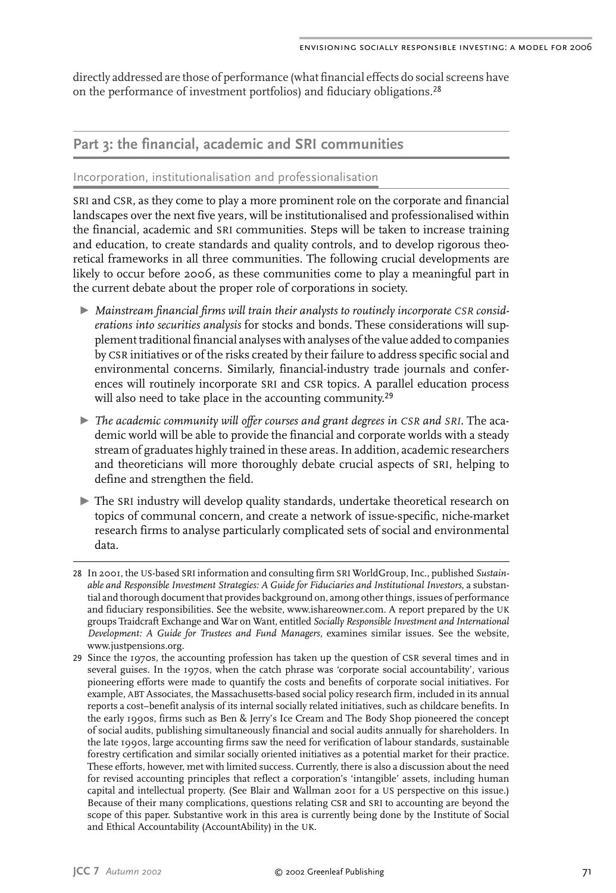directly addressed are those of performance (what financial effects do social screens have on the performance of investment portfolios) and fiduciary obligations.[28]

## Part 3: the financial, academic and SRI communities

### Incorporation, institutionalisation and professionalisation

SRI and CSR, as they come to play a more prominent role on the corporate and financial landscapes over the next five years, will be institutionalised and professionalised within the financial, academic and SRI communities. Steps will be taken to increase training and education, to create standards and quality controls, and to develop rigorous theoretical frameworks in all three communities. The following crucial developments are likely to occur before 2006, as these communities come to play a meaningful part in the current debate about the proper role of corporations in society.

- *Mainstream financial firms will train their analysts to routinely incorporate CSR considerations into securities analysis* for stocks and bonds. These considerations will supplement traditional financial analyses with analyses of the value added to companies by CSR initiatives or of the risks created by their failure to address specific social and environmental concerns. Similarly, financial-industry trade journals and conferences will routinely incorporate SRI and CSR topics. A parallel education process will also need to take place in the accounting community.[29]
- *The academic community will offer courses and grant degrees in CSR and SRI*. The academic world will be able to provide the financial and corporate worlds with a steady stream of graduates highly trained in these areas. In addition, academic researchers and theoreticians will more thoroughly debate crucial aspects of SRI, helping to define and strengthen the field.
- The SRI industry will develop quality standards, undertake theoretical research on topics of communal concern, and create a network of issue-specific, niche-market research firms to analyse particularly complicated sets of social and environmental data.

---

28 In 2001, the US-based SRI information and consulting firm SRI WorldGroup, Inc., published *Sustainable and Responsible Investment Strategies: A Guide for Fiduciaries and Institutional Investors*, a substantial and thorough document that provides background on, among other things, issues of performance and fiduciary responsibilities. See the website, www.ishareowner.com. A report prepared by the UK groups Traidcraft Exchange and War on Want, entitled *Socially Responsible Investment and International Development: A Guide for Trustees and Fund Managers*, examines similar issues. See the website, www.justpensions.org.

29 Since the 1970s, the accounting profession has taken up the question of CSR several times and in several guises. In the 1970s, when the catch phrase was 'corporate social accountability', various pioneering efforts were made to quantify the costs and benefits of corporate social initiatives. For example, ABT Associates, the Massachusetts-based social policy research firm, included in its annual reports a cost–benefit analysis of its internal socially related initiatives, such as childcare benefits. In the early 1990s, firms such as Ben & Jerry's Ice Cream and The Body Shop pioneered the concept of social audits, publishing simultaneously financial and social audits annually for shareholders. In the late 1990s, large accounting firms saw the need for verification of labour standards, sustainable forestry certification and similar socially oriented initiatives as a potential market for their practice. These efforts, however, met with limited success. Currently, there is also a discussion about the need for revised accounting principles that reflect a corporation's 'intangible' assets, including human capital and intellectual property. (See Blair and Wallman 2001 for a US perspective on this issue.) Because of their many complications, questions relating CSR and SRI to accounting are beyond the scope of this paper. Substantive work in this area is currently being done by the Institute of Social and Ethical Accountability (AccountAbility) in the UK.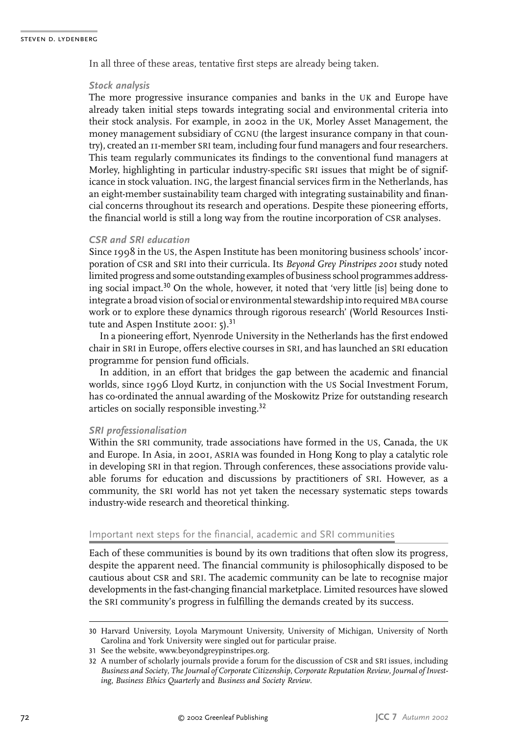In all three of these areas, tentative first steps are already being taken.

### *Stock analysis*

The more progressive insurance companies and banks in the UK and Europe have already taken initial steps towards integrating social and environmental criteria into their stock analysis. For example, in 2002 in the UK, Morley Asset Management, the money management subsidiary of CGNU (the largest insurance company in that country), created an 11-member SRI team, including four fund managers and four researchers. This team regularly communicates its findings to the conventional fund managers at Morley, highlighting in particular industry-specific SRI issues that might be of significance in stock valuation. ING, the largest financial services firm in the Netherlands, has an eight-member sustainability team charged with integrating sustainability and financial concerns throughout its research and operations. Despite these pioneering efforts, the financial world is still a long way from the routine incorporation of CSR analyses.

### *CSR and SRI education*

Since 1998 in the US, the Aspen Institute has been monitoring business schools' incorporation of CSR and SRI into their curricula. Its *Beyond Grey Pinstripes 2001* study noted limited progress and some outstanding examples of business school programmes addressing social impact.[30] On the whole, however, it noted that 'very little [is] being done to integrate a broad vision of social or environmental stewardship into required MBA course work or to explore these dynamics through rigorous research' (World Resources Institute and Aspen Institute 2001: 5).[31]

In a pioneering effort, Nyenrode University in the Netherlands has the first endowed chair in SRI in Europe, offers elective courses in SRI, and has launched an SRI education programme for pension fund officials.

In addition, in an effort that bridges the gap between the academic and financial worlds, since 1996 Lloyd Kurtz, in conjunction with the US Social Investment Forum, has co-ordinated the annual awarding of the Moskowitz Prize for outstanding research articles on socially responsible investing.[32]

### *SRI professionalisation*

Within the SRI community, trade associations have formed in the US, Canada, the UK and Europe. In Asia, in 2001, ASRIA was founded in Hong Kong to play a catalytic role in developing SRI in that region. Through conferences, these associations provide valuable forums for education and discussions by practitioners of SRI. However, as a community, the SRI world has not yet taken the necessary systematic steps towards industry-wide research and theoretical thinking.

## Important next steps for the financial, academic and SRI communities

Each of these communities is bound by its own traditions that often slow its progress, despite the apparent need. The financial community is philosophically disposed to be cautious about CSR and SRI. The academic community can be late to recognise major developments in the fast-changing financial marketplace. Limited resources have slowed the SRI community's progress in fulfilling the demands created by its success.

---

30 Harvard University, Loyola Marymount University, University of Michigan, University of North Carolina and York University were singled out for particular praise.

31 See the website, www.beyondgreypinstripes.org.

32 A number of scholarly journals provide a forum for the discussion of CSR and SRI issues, including *Business and Society*, *The Journal of Corporate Citizenship*, *Corporate Reputation Review*, *Journal of Investing*, *Business Ethics Quarterly* and *Business and Society Review*.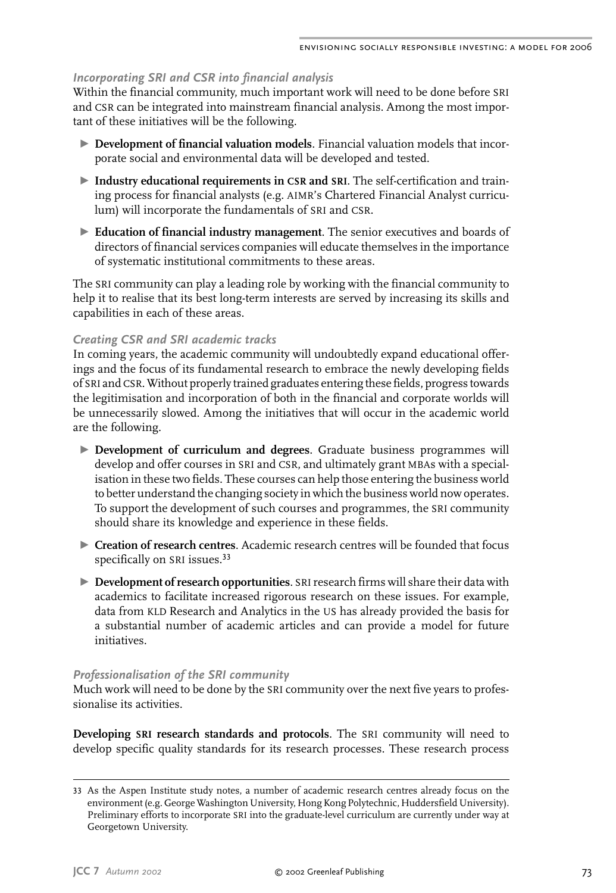### *Incorporating SRI and CSR into financial analysis*

Within the financial community, much important work will need to be done before SRI and CSR can be integrated into mainstream financial analysis. Among the most important of these initiatives will be the following.

- **Development of financial valuation models**. Financial valuation models that incorporate social and environmental data will be developed and tested.
- **Industry educational requirements in CSR and SRI**. The self-certification and training process for financial analysts (e.g. AIMR's Chartered Financial Analyst curriculum) will incorporate the fundamentals of SRI and CSR.
- **Education of financial industry management**. The senior executives and boards of directors of financial services companies will educate themselves in the importance of systematic institutional commitments to these areas.

The SRI community can play a leading role by working with the financial community to help it to realise that its best long-term interests are served by increasing its skills and capabilities in each of these areas.

### *Creating CSR and SRI academic tracks*

In coming years, the academic community will undoubtedly expand educational offerings and the focus of its fundamental research to embrace the newly developing fields of SRI and CSR. Without properly trained graduates entering these fields, progress towards the legitimisation and incorporation of both in the financial and corporate worlds will be unnecessarily slowed. Among the initiatives that will occur in the academic world are the following.

- **Development of curriculum and degrees**. Graduate business programmes will develop and offer courses in SRI and CSR, and ultimately grant MBAs with a specialisation in these two fields. These courses can help those entering the business world to better understand the changing society in which the business world now operates. To support the development of such courses and programmes, the SRI community should share its knowledge and experience in these fields.
- **Creation of research centres**. Academic research centres will be founded that focus specifically on SRI issues.[33]
- **Development of research opportunities**. SRI research firms will share their data with academics to facilitate increased rigorous research on these issues. For example, data from KLD Research and Analytics in the US has already provided the basis for a substantial number of academic articles and can provide a model for future initiatives.

### *Professionalisation of the SRI community*

Much work will need to be done by the SRI community over the next five years to professionalise its activities.

**Developing SRI research standards and protocols**. The SRI community will need to develop specific quality standards for its research processes. These research process

---

33 As the Aspen Institute study notes, a number of academic research centres already focus on the environment (e.g. George Washington University, Hong Kong Polytechnic, Huddersfield University). Preliminary efforts to incorporate SRI into the graduate-level curriculum are currently under way at Georgetown University.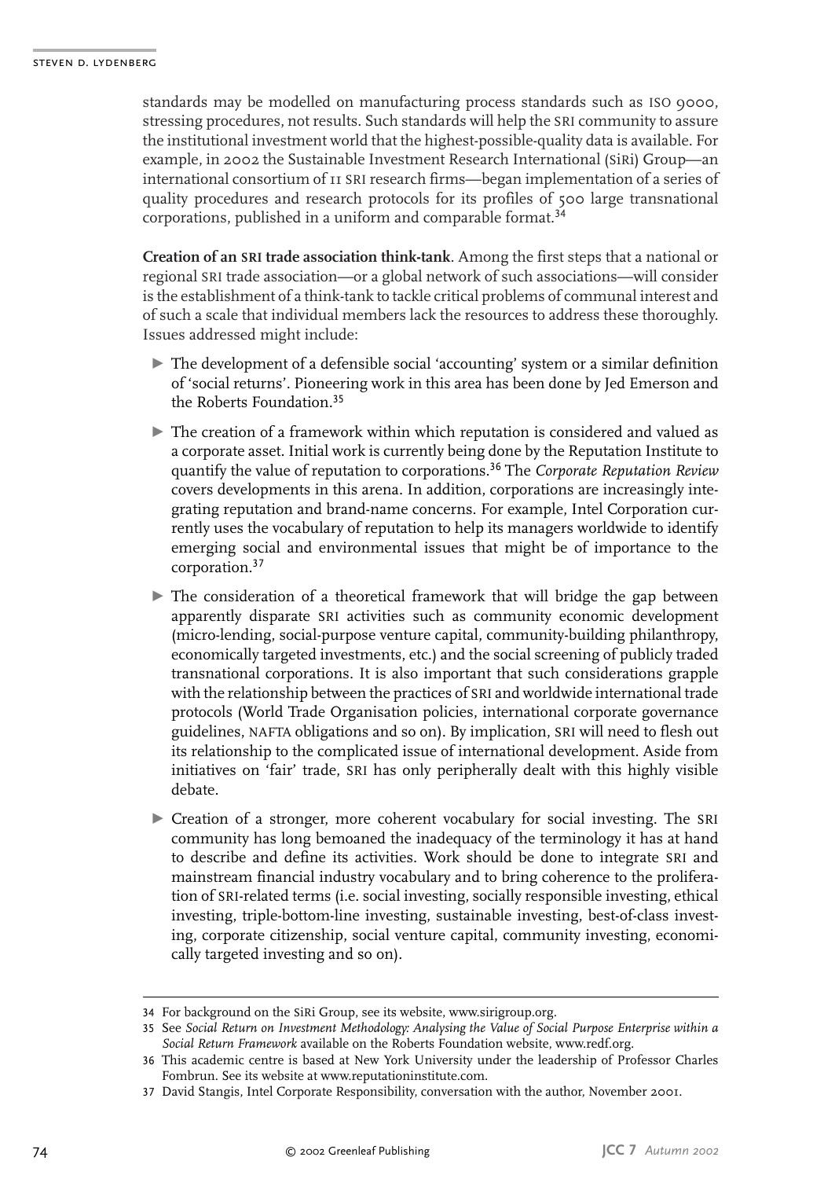standards may be modelled on manufacturing process standards such as ISO 9000, stressing procedures, not results. Such standards will help the SRI community to assure the institutional investment world that the highest-possible-quality data is available. For example, in 2002 the Sustainable Investment Research International (SiRi) Group—an international consortium of 11 SRI research firms—began implementation of a series of quality procedures and research protocols for its profiles of 500 large transnational corporations, published in a uniform and comparable format.[34]

**Creation of an SRI trade association think-tank**. Among the first steps that a national or regional SRI trade association—or a global network of such associations—will consider is the establishment of a think-tank to tackle critical problems of communal interest and of such a scale that individual members lack the resources to address these thoroughly. Issues addressed might include:

- The development of a defensible social 'accounting' system or a similar definition of 'social returns'. Pioneering work in this area has been done by Jed Emerson and the Roberts Foundation.[35]
- The creation of a framework within which reputation is considered and valued as a corporate asset. Initial work is currently being done by the Reputation Institute to quantify the value of reputation to corporations.[36] The *Corporate Reputation Review* covers developments in this arena. In addition, corporations are increasingly integrating reputation and brand-name concerns. For example, Intel Corporation currently uses the vocabulary of reputation to help its managers worldwide to identify emerging social and environmental issues that might be of importance to the corporation.[37]
- The consideration of a theoretical framework that will bridge the gap between apparently disparate SRI activities such as community economic development (micro-lending, social-purpose venture capital, community-building philanthropy, economically targeted investments, etc.) and the social screening of publicly traded transnational corporations. It is also important that such considerations grapple with the relationship between the practices of SRI and worldwide international trade protocols (World Trade Organisation policies, international corporate governance guidelines, NAFTA obligations and so on). By implication, SRI will need to flesh out its relationship to the complicated issue of international development. Aside from initiatives on 'fair' trade, SRI has only peripherally dealt with this highly visible debate.
- Creation of a stronger, more coherent vocabulary for social investing. The SRI community has long bemoaned the inadequacy of the terminology it has at hand to describe and define its activities. Work should be done to integrate SRI and mainstream financial industry vocabulary and to bring coherence to the proliferation of SRI-related terms (i.e. social investing, socially responsible investing, ethical investing, triple-bottom-line investing, sustainable investing, best-of-class investing, corporate citizenship, social venture capital, community investing, economically targeted investing and so on).

---

34 For background on the SiRi Group, see its website, www.sirigroup.org.

35 See *Social Return on Investment Methodology: Analysing the Value of Social Purpose Enterprise within a Social Return Framework* available on the Roberts Foundation website, www.redf.org.

36 This academic centre is based at New York University under the leadership of Professor Charles Fombrun. See its website at www.reputationinstitute.com.

37 David Stangis, Intel Corporate Responsibility, conversation with the author, November 2001.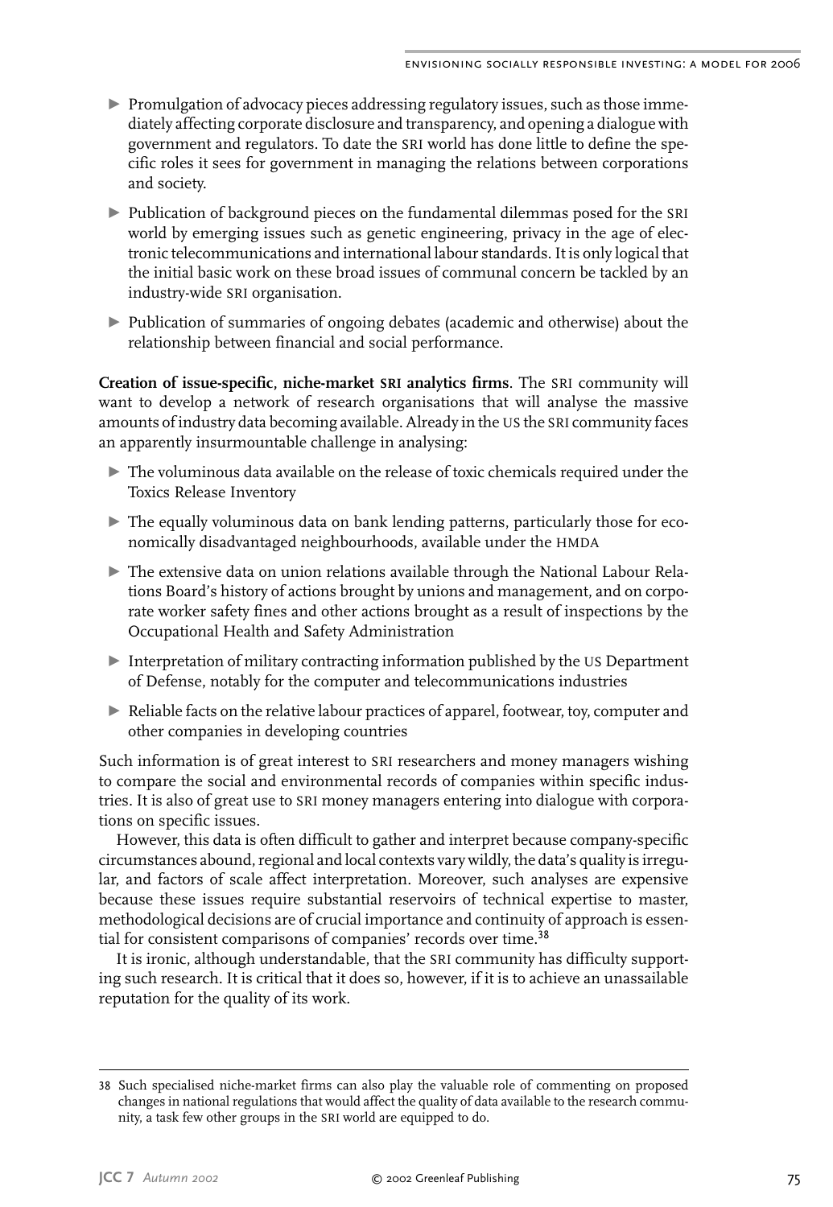- Promulgation of advocacy pieces addressing regulatory issues, such as those immediately affecting corporate disclosure and transparency, and opening a dialogue with government and regulators. To date the SRI world has done little to define the specific roles it sees for government in managing the relations between corporations and society.
- Publication of background pieces on the fundamental dilemmas posed for the SRI world by emerging issues such as genetic engineering, privacy in the age of electronic telecommunications and international labour standards. It is only logical that the initial basic work on these broad issues of communal concern be tackled by an industry-wide SRI organisation.
- Publication of summaries of ongoing debates (academic and otherwise) about the relationship between financial and social performance.

**Creation of issue-specific, niche-market SRI analytics firms**. The SRI community will want to develop a network of research organisations that will analyse the massive amounts of industry data becoming available. Already in the US the SRI community faces an apparently insurmountable challenge in analysing:

- The voluminous data available on the release of toxic chemicals required under the Toxics Release Inventory
- The equally voluminous data on bank lending patterns, particularly those for economically disadvantaged neighbourhoods, available under the HMDA
- The extensive data on union relations available through the National Labour Relations Board's history of actions brought by unions and management, and on corporate worker safety fines and other actions brought as a result of inspections by the Occupational Health and Safety Administration
- Interpretation of military contracting information published by the US Department of Defense, notably for the computer and telecommunications industries
- Reliable facts on the relative labour practices of apparel, footwear, toy, computer and other companies in developing countries

Such information is of great interest to SRI researchers and money managers wishing to compare the social and environmental records of companies within specific industries. It is also of great use to SRI money managers entering into dialogue with corporations on specific issues.

However, this data is often difficult to gather and interpret because company-specific circumstances abound, regional and local contexts vary wildly, the data's quality is irregular, and factors of scale affect interpretation. Moreover, such analyses are expensive because these issues require substantial reservoirs of technical expertise to master, methodological decisions are of crucial importance and continuity of approach is essential for consistent comparisons of companies' records over time.[38]

It is ironic, although understandable, that the SRI community has difficulty supporting such research. It is critical that it does so, however, if it is to achieve an unassailable reputation for the quality of its work.

---

38 Such specialised niche-market firms can also play the valuable role of commenting on proposed changes in national regulations that would affect the quality of data available to the research community, a task few other groups in the SRI world are equipped to do.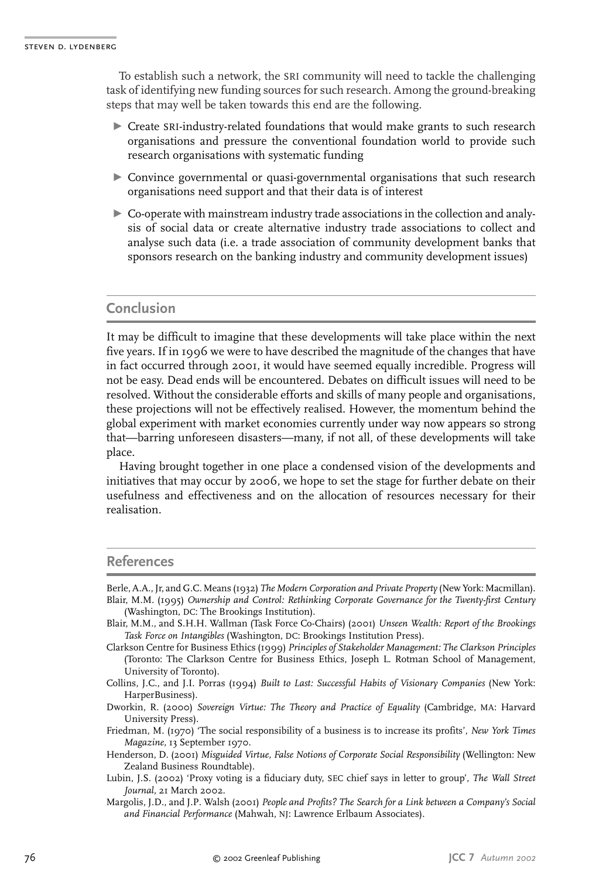To establish such a network, the SRI community will need to tackle the challenging task of identifying new funding sources for such research. Among the ground-breaking steps that may well be taken towards this end are the following.

- Create SRI-industry-related foundations that would make grants to such research organisations and pressure the conventional foundation world to provide such research organisations with systematic funding
- Convince governmental or quasi-governmental organisations that such research organisations need support and that their data is of interest
- Co-operate with mainstream industry trade associations in the collection and analysis of social data or create alternative industry trade associations to collect and analyse such data (i.e. a trade association of community development banks that sponsors research on the banking industry and community development issues)

## Conclusion

It may be difficult to imagine that these developments will take place within the next five years. If in 1996 we were to have described the magnitude of the changes that have in fact occurred through 2001, it would have seemed equally incredible. Progress will not be easy. Dead ends will be encountered. Debates on difficult issues will need to be resolved. Without the considerable efforts and skills of many people and organisations, these projections will not be effectively realised. However, the momentum behind the global experiment with market economies currently under way now appears so strong that—barring unforeseen disasters—many, if not all, of these developments will take place.

Having brought together in one place a condensed vision of the developments and initiatives that may occur by 2006, we hope to set the stage for further debate on their usefulness and effectiveness and on the allocation of resources necessary for their realisation.

## References

Berle, A.A., Jr, and G.C. Means (1932) *The Modern Corporation and Private Property* (New York: Macmillan).

Blair, M.M. (1995) *Ownership and Control: Rethinking Corporate Governance for the Twenty-first Century* (Washington, DC: The Brookings Institution).

Blair, M.M., and S.H.H. Wallman (Task Force Co-Chairs) (2001) *Unseen Wealth: Report of the Brookings Task Force on Intangibles* (Washington, DC: Brookings Institution Press).

Clarkson Centre for Business Ethics (1999) *Principles of Stakeholder Management: The Clarkson Principles* (Toronto: The Clarkson Centre for Business Ethics, Joseph L. Rotman School of Management, University of Toronto).

Collins, J.C., and J.I. Porras (1994) *Built to Last: Successful Habits of Visionary Companies* (New York: HarperBusiness).

Dworkin, R. (2000) *Sovereign Virtue: The Theory and Practice of Equality* (Cambridge, MA: Harvard University Press).

Friedman, M. (1970) 'The social responsibility of a business is to increase its profits', *New York Times Magazine*, 13 September 1970.

Henderson, D. (2001) *Misguided Virtue, False Notions of Corporate Social Responsibility* (Wellington: New Zealand Business Roundtable).

Lubin, J.S. (2002) 'Proxy voting is a fiduciary duty, SEC chief says in letter to group', *The Wall Street Journal*, 21 March 2002.

Margolis, J.D., and J.P. Walsh (2001) *People and Profits? The Search for a Link between a Company's Social and Financial Performance* (Mahwah, NJ: Lawrence Erlbaum Associates).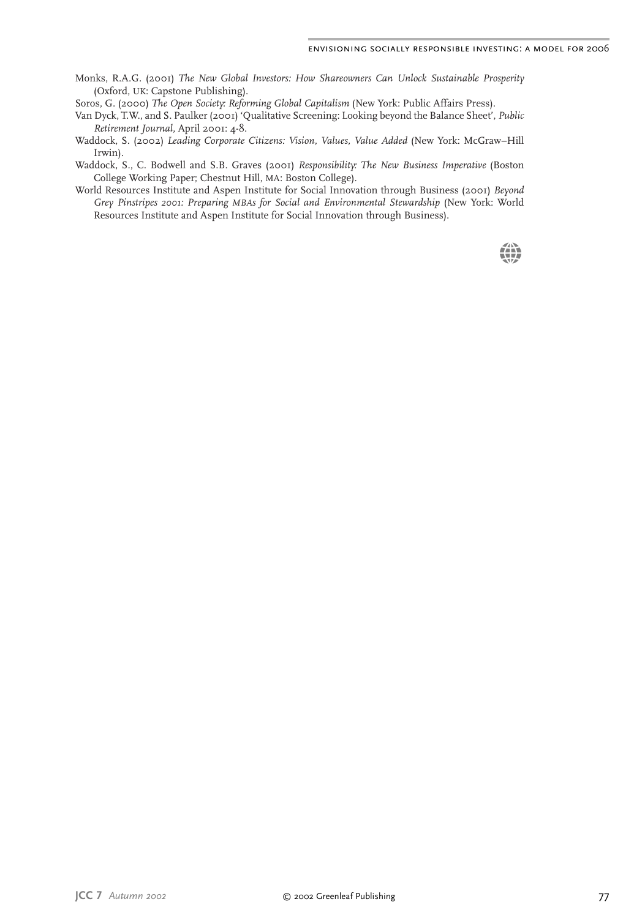Monks, R.A.G. (2001) *The New Global Investors: How Shareowners Can Unlock Sustainable Prosperity* (Oxford, UK: Capstone Publishing).

Soros, G. (2000) *The Open Society: Reforming Global Capitalism* (New York: Public Affairs Press).

Van Dyck, T.W., and S. Paulker (2001) 'Qualitative Screening: Looking beyond the Balance Sheet', *Public Retirement Journal*, April 2001: 4-8.

Waddock, S. (2002) *Leading Corporate Citizens: Vision, Values, Value Added* (New York: McGraw–Hill Irwin).

Waddock, S., C. Bodwell and S.B. Graves (2001) *Responsibility: The New Business Imperative* (Boston College Working Paper; Chestnut Hill, MA: Boston College).

World Resources Institute and Aspen Institute for Social Innovation through Business (2001) *Beyond Grey Pinstripes 2001: Preparing MBAs for Social and Environmental Stewardship* (New York: World Resources Institute and Aspen Institute for Social Innovation through Business).